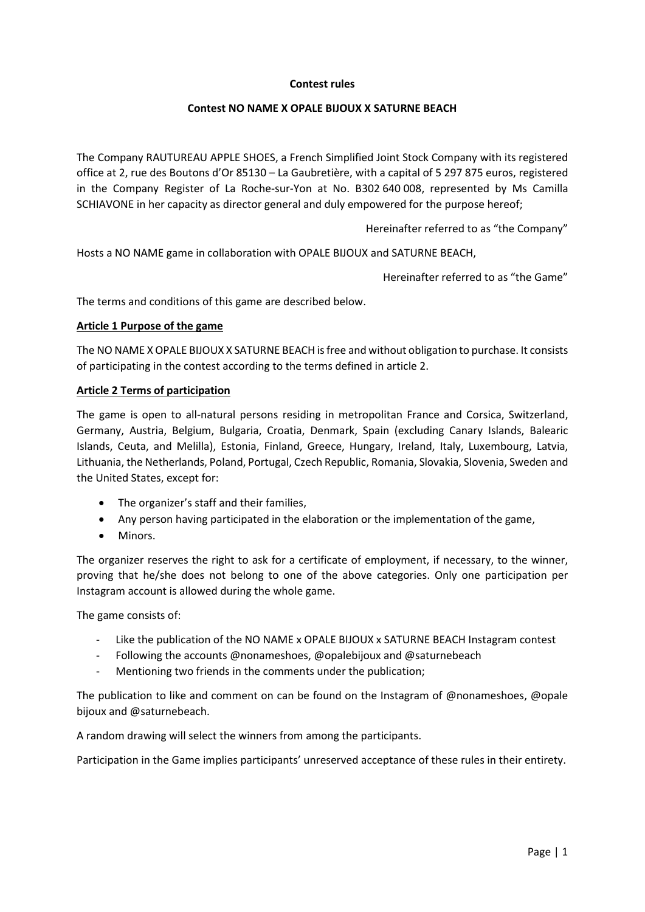**Contest rules**

**Contest NO NAME X OPALE BIJOUX X SATURNE BEACH**

The Company RAUTUREAU APPLE SHOES, a French Simplified Joint Stock Company with its registered office at 2, rue des Boutons d'Or 85130 – La Gaubretière, with a capital of 5 297 875 euros, registered in the Company Register of La Roche-sur-Yon at No. B302 640 008, represented by Ms Camilla SCHIAVONE in her capacity as director general and duly empowered for the purpose hereof;

Hereinafter referred to as "the Company"

Hosts a NO NAME game in collaboration with OPALE BIJOUX and SATURNE BEACH,

Hereinafter referred to as "the Game"

The terms and conditions of this game are described below.

**Article 1 Purpose of the game**

The NO NAME X OPALE BIJOUX X SATURNE BEACH is free and without obligation to purchase. It consists of participating in the contest according to the terms defined in article 2.

**Article 2 Terms of participation**

The game is open to all-natural persons residing in metropolitan France and Corsica, Switzerland, Germany, Austria, Belgium, Bulgaria, Croatia, Denmark, Spain (excluding Canary Islands, Balearic Islands, Ceuta, and Melilla), Estonia, Finland, Greece, Hungary, Ireland, Italy, Luxembourg, Latvia, Lithuania, the Netherlands, Poland, Portugal, Czech Republic, Romania, Slovakia, Slovenia, Sweden and the United States, except for:

- The organizer's staff and their families,
- Any person having participated in the elaboration or the implementation of the game,
- Minors.

The organizer reserves the right to ask for a certificate of employment, if necessary, to the winner, proving that he/she does not belong to one of the above categories. Only one participation per Instagram account is allowed during the whole game.

The game consists of:

- Like the publication of the NO NAME x OPALE BIJOUX x SATURNE BEACH Instagram contest
- Following the accounts @nonameshoes, @opalebijoux and @saturnebeach
- Mentioning two friends in the comments under the publication;

The publication to like and comment on can be found on the Instagram of @nonameshoes, @opale bijoux and @saturnebeach.

A random drawing will select the winners from among the participants.

Participation in the Game implies participants' unreserved acceptance of these rules in their entirety.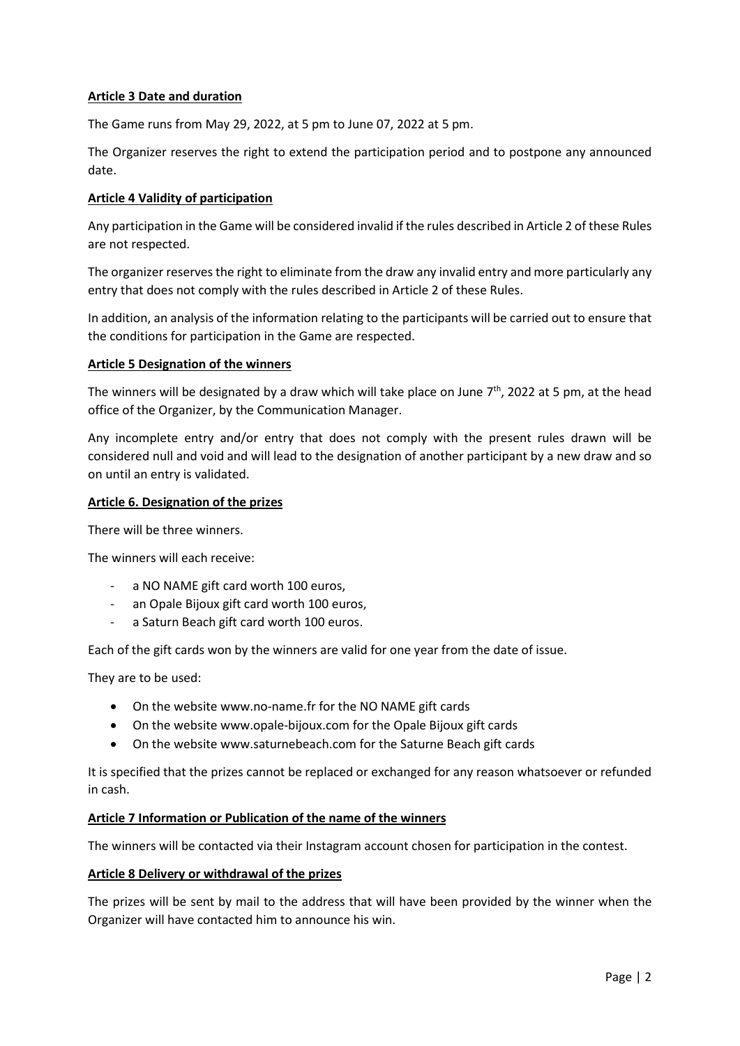## Article 3 Date and duration

The Game runs from May 29, 2022, at 5 pm to June 07, 2022 at 5 pm.

The Organizer reserves the right to extend the participation period and to postpone any announced date.

## Article 4 Validity of participation

Any participation in the Game will be considered invalid if the rules described in Article 2 of these Rules are not respected.

The organizer reserves the right to eliminate from the draw any invalid entry and more particularly any entry that does not comply with the rules described in Article 2 of these Rules.

In addition, an analysis of the information relating to the participants will be carried out to ensure that the conditions for participation in the Game are respected.

## Article 5 Designation of the winners

The winners will be designated by a draw which will take place on June 7th, 2022 at 5 pm, at the head office of the Organizer, by the Communication Manager.

Any incomplete entry and/or entry that does not comply with the present rules drawn will be considered null and void and will lead to the designation of another participant by a new draw and so on until an entry is validated.

## Article 6. Designation of the prizes

There will be three winners.

The winners will each receive:

- a NO NAME gift card worth 100 euros,
- an Opale Bijoux gift card worth 100 euros,
- a Saturn Beach gift card worth 100 euros.

Each of the gift cards won by the winners are valid for one year from the date of issue.

They are to be used:

- On the website www.no-name.fr for the NO NAME gift cards
- On the website www.opale-bijoux.com for the Opale Bijoux gift cards
- On the website www.saturnebeach.com for the Saturne Beach gift cards

It is specified that the prizes cannot be replaced or exchanged for any reason whatsoever or refunded in cash.

## Article 7 Information or Publication of the name of the winners

The winners will be contacted via their Instagram account chosen for participation in the contest.

## Article 8 Delivery or withdrawal of the prizes

The prizes will be sent by mail to the address that will have been provided by the winner when the Organizer will have contacted him to announce his win.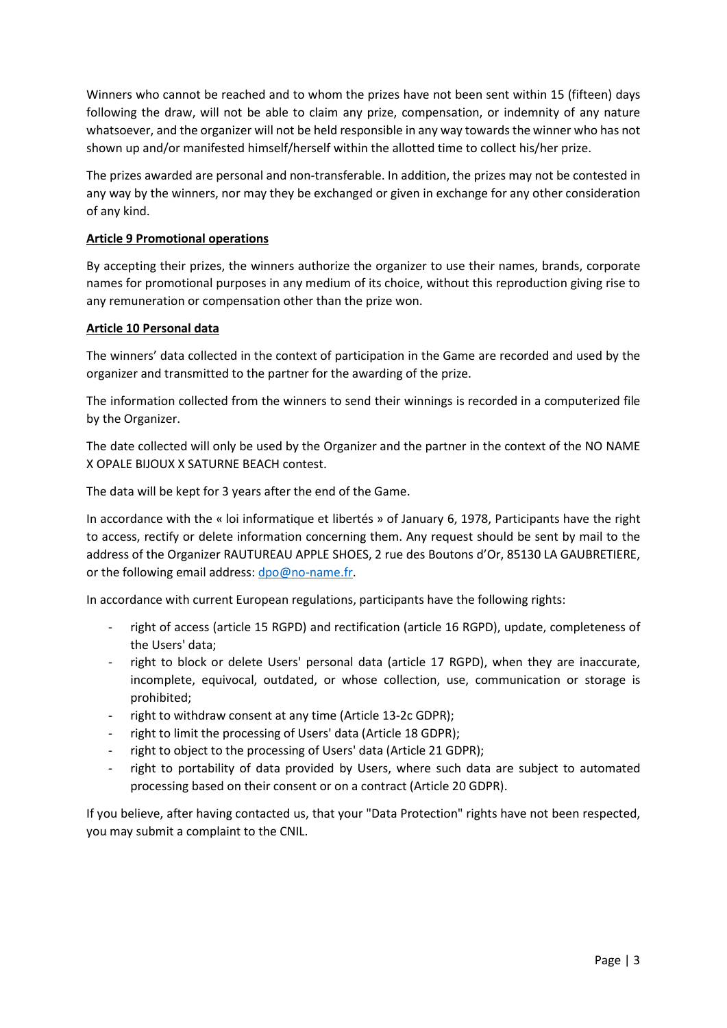Winners who cannot be reached and to whom the prizes have not been sent within 15 (fifteen) days following the draw, will not be able to claim any prize, compensation, or indemnity of any nature whatsoever, and the organizer will not be held responsible in any way towards the winner who has not shown up and/or manifested himself/herself within the allotted time to collect his/her prize.

The prizes awarded are personal and non-transferable. In addition, the prizes may not be contested in any way by the winners, nor may they be exchanged or given in exchange for any other consideration of any kind.

**Article 9 Promotional operations**

By accepting their prizes, the winners authorize the organizer to use their names, brands, corporate names for promotional purposes in any medium of its choice, without this reproduction giving rise to any remuneration or compensation other than the prize won.

**Article 10 Personal data**

The winners' data collected in the context of participation in the Game are recorded and used by the organizer and transmitted to the partner for the awarding of the prize.

The information collected from the winners to send their winnings is recorded in a computerized file by the Organizer.

The date collected will only be used by the Organizer and the partner in the context of the NO NAME X OPALE BIJOUX X SATURNE BEACH contest.

The data will be kept for 3 years after the end of the Game.

In accordance with the « loi informatique et libertés » of January 6, 1978, Participants have the right to access, rectify or delete information concerning them. Any request should be sent by mail to the address of the Organizer RAUTUREAU APPLE SHOES, 2 rue des Boutons d'Or, 85130 LA GAUBRETIERE, or the following email address: dpo@no-name.fr.

In accordance with current European regulations, participants have the following rights:

- right of access (article 15 RGPD) and rectification (article 16 RGPD), update, completeness of the Users' data;
- right to block or delete Users' personal data (article 17 RGPD), when they are inaccurate, incomplete, equivocal, outdated, or whose collection, use, communication or storage is prohibited;
- right to withdraw consent at any time (Article 13-2c GDPR);
- right to limit the processing of Users' data (Article 18 GDPR);
- right to object to the processing of Users' data (Article 21 GDPR);
- right to portability of data provided by Users, where such data are subject to automated processing based on their consent or on a contract (Article 20 GDPR).

If you believe, after having contacted us, that your "Data Protection" rights have not been respected, you may submit a complaint to the CNIL.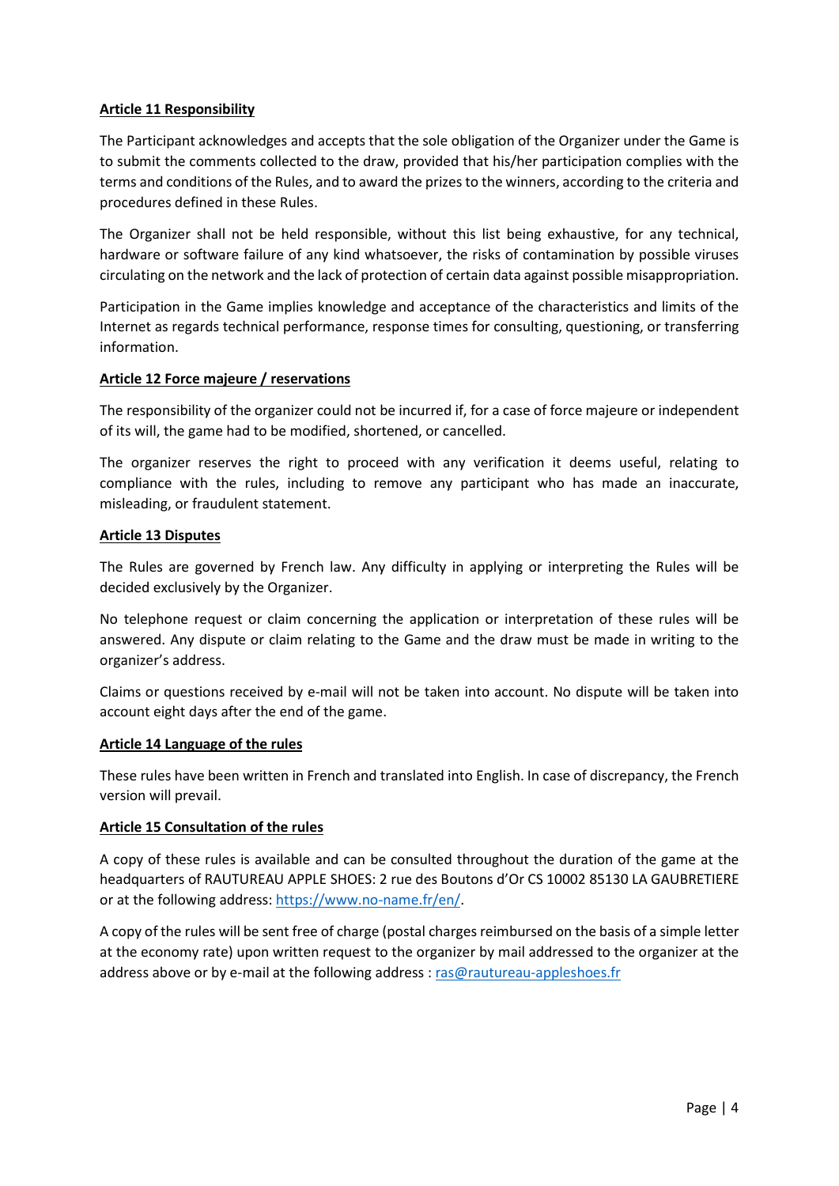**Article 11 Responsibility**

The Participant acknowledges and accepts that the sole obligation of the Organizer under the Game is to submit the comments collected to the draw, provided that his/her participation complies with the terms and conditions of the Rules, and to award the prizes to the winners, according to the criteria and procedures defined in these Rules.

The Organizer shall not be held responsible, without this list being exhaustive, for any technical, hardware or software failure of any kind whatsoever, the risks of contamination by possible viruses circulating on the network and the lack of protection of certain data against possible misappropriation.

Participation in the Game implies knowledge and acceptance of the characteristics and limits of the Internet as regards technical performance, response times for consulting, questioning, or transferring information.

**Article 12 Force majeure / reservations**

The responsibility of the organizer could not be incurred if, for a case of force majeure or independent of its will, the game had to be modified, shortened, or cancelled.

The organizer reserves the right to proceed with any verification it deems useful, relating to compliance with the rules, including to remove any participant who has made an inaccurate, misleading, or fraudulent statement.

**Article 13 Disputes**

The Rules are governed by French law. Any difficulty in applying or interpreting the Rules will be decided exclusively by the Organizer.

No telephone request or claim concerning the application or interpretation of these rules will be answered. Any dispute or claim relating to the Game and the draw must be made in writing to the organizer's address.

Claims or questions received by e-mail will not be taken into account. No dispute will be taken into account eight days after the end of the game.

**Article 14 Language of the rules**

These rules have been written in French and translated into English. In case of discrepancy, the French version will prevail.

**Article 15 Consultation of the rules**

A copy of these rules is available and can be consulted throughout the duration of the game at the headquarters of RAUTUREAU APPLE SHOES: 2 rue des Boutons d'Or CS 10002 85130 LA GAUBRETIERE or at the following address: [https://www.no-name.fr/en/](https://www.no-name.fr/en/).

A copy of the rules will be sent free of charge (postal charges reimbursed on the basis of a simple letter at the economy rate) upon written request to the organizer by mail addressed to the organizer at the address above or by e-mail at the following address : [ras@rautureau-appleshoes.fr](mailto:ras@rautureau-appleshoes.fr)